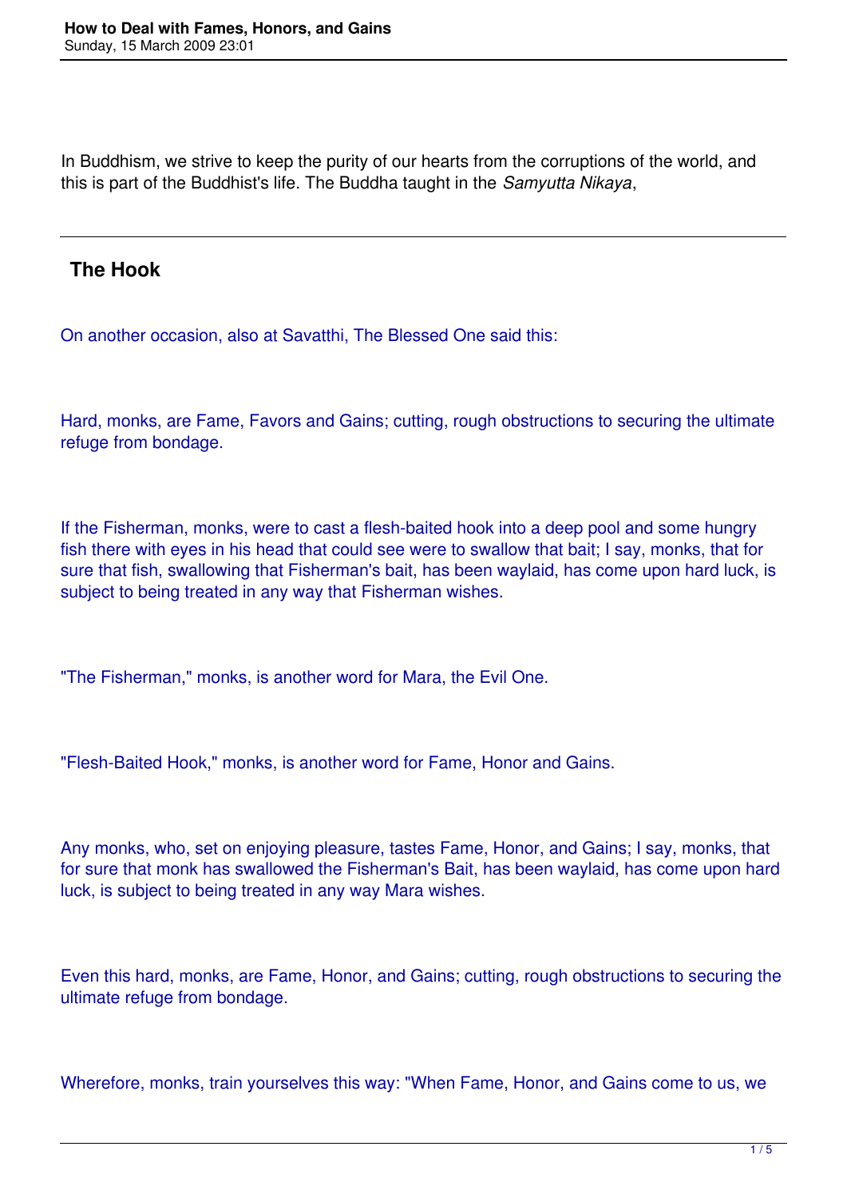In Buddhism, we strive to keep the purity of our hearts from the corruptions of the world, and this is part of the Buddhist's life. The Buddha taught in the *Samyutta Nikaya*,

---

## The Hook

On another occasion, also at Savatthi, The Blessed One said this:

Hard, monks, are Fame, Favors and Gains; cutting, rough obstructions to securing the ultimate refuge from bondage.

If the Fisherman, monks, were to cast a flesh-baited hook into a deep pool and some hungry fish there with eyes in his head that could see were to swallow that bait; I say, monks, that for sure that fish, swallowing that Fisherman's bait, has been waylaid, has come upon hard luck, is subject to being treated in any way that Fisherman wishes.

"The Fisherman," monks, is another word for Mara, the Evil One.

"Flesh-Baited Hook," monks, is another word for Fame, Honor and Gains.

Any monks, who, set on enjoying pleasure, tastes Fame, Honor, and Gains; I say, monks, that for sure that monk has swallowed the Fisherman's Bait, has been waylaid, has come upon hard luck, is subject to being treated in any way Mara wishes.

Even this hard, monks, are Fame, Honor, and Gains; cutting, rough obstructions to securing the ultimate refuge from bondage.

Wherefore, monks, train yourselves this way: "When Fame, Honor, and Gains come to us, we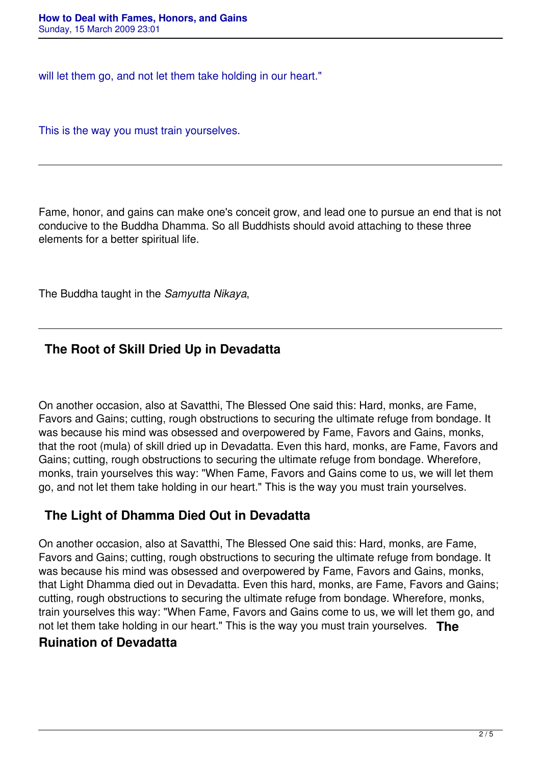will let them go, and not let them take holding in our heart."

This is the way you must train yourselves.

---

Fame, honor, and gains can make one's conceit grow, and lead one to pursue an end that is not conducive to the Buddha Dhamma. So all Buddhists should avoid attaching to these three elements for a better spiritual life.

The Buddha taught in the *Samyutta Nikaya*,

---

## The Root of Skill Dried Up in Devadatta

On another occasion, also at Savatthi, The Blessed One said this: Hard, monks, are Fame, Favors and Gains; cutting, rough obstructions to securing the ultimate refuge from bondage. It was because his mind was obsessed and overpowered by Fame, Favors and Gains, monks, that the root (mula) of skill dried up in Devadatta. Even this hard, monks, are Fame, Favors and Gains; cutting, rough obstructions to securing the ultimate refuge from bondage. Wherefore, monks, train yourselves this way: "When Fame, Favors and Gains come to us, we will let them go, and not let them take holding in our heart." This is the way you must train yourselves.

## The Light of Dhamma Died Out in Devadatta

On another occasion, also at Savatthi, The Blessed One said this: Hard, monks, are Fame, Favors and Gains; cutting, rough obstructions to securing the ultimate refuge from bondage. It was because his mind was obsessed and overpowered by Fame, Favors and Gains, monks, that Light Dhamma died out in Devadatta. Even this hard, monks, are Fame, Favors and Gains; cutting, rough obstructions to securing the ultimate refuge from bondage. Wherefore, monks, train yourselves this way: "When Fame, Favors and Gains come to us, we will let them go, and not let them take holding in our heart." This is the way you must train yourselves.

## The Ruination of Devadatta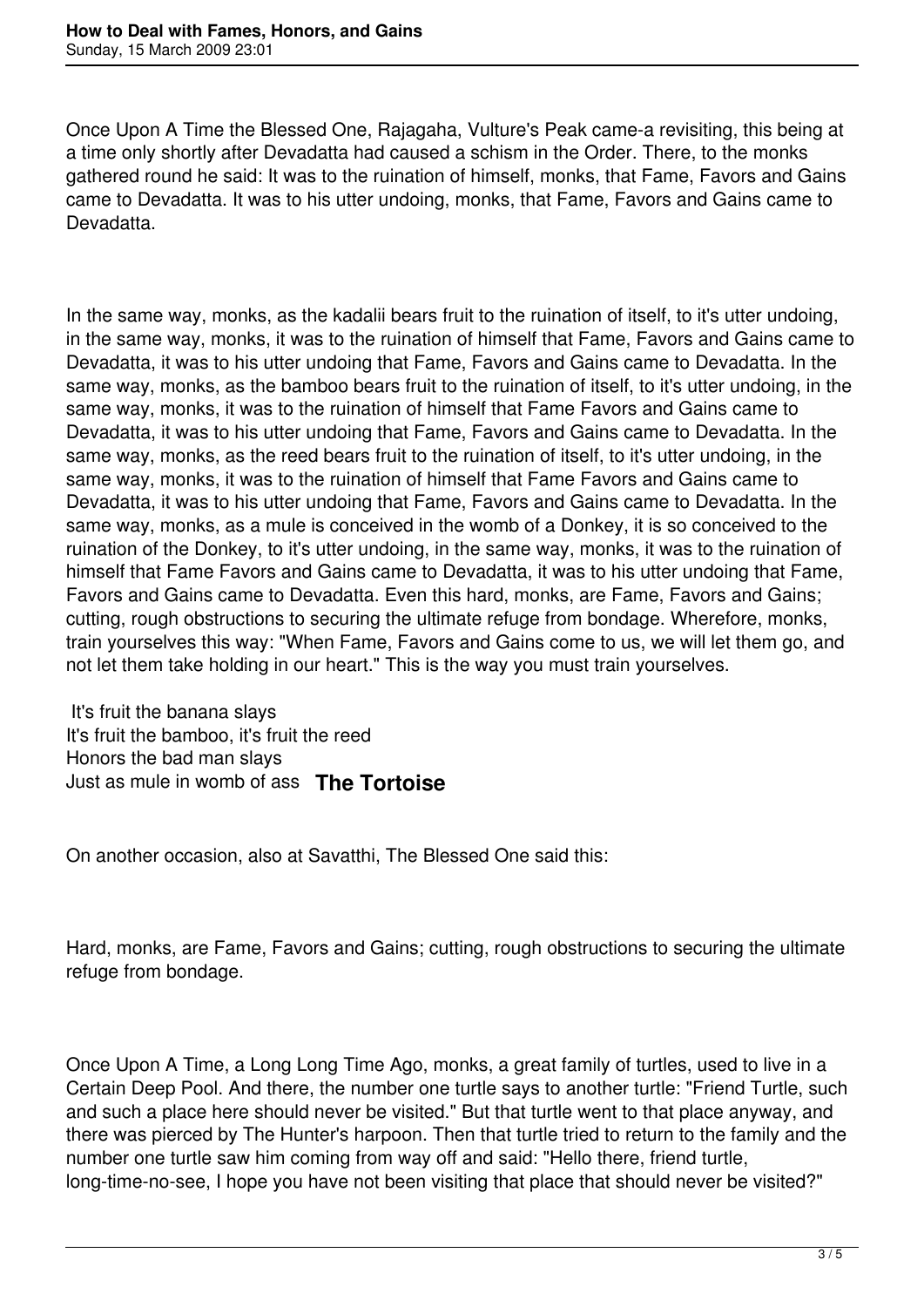Once Upon A Time the Blessed One, Rajagaha, Vulture's Peak came-a revisiting, this being at a time only shortly after Devadatta had caused a schism in the Order. There, to the monks gathered round he said: It was to the ruination of himself, monks, that Fame, Favors and Gains came to Devadatta. It was to his utter undoing, monks, that Fame, Favors and Gains came to Devadatta.

In the same way, monks, as the kadalii bears fruit to the ruination of itself, to it's utter undoing, in the same way, monks, it was to the ruination of himself that Fame, Favors and Gains came to Devadatta, it was to his utter undoing that Fame, Favors and Gains came to Devadatta. In the same way, monks, as the bamboo bears fruit to the ruination of itself, to it's utter undoing, in the same way, monks, it was to the ruination of himself that Fame Favors and Gains came to Devadatta, it was to his utter undoing that Fame, Favors and Gains came to Devadatta. In the same way, monks, as the reed bears fruit to the ruination of itself, to it's utter undoing, in the same way, monks, it was to the ruination of himself that Fame Favors and Gains came to Devadatta, it was to his utter undoing that Fame, Favors and Gains came to Devadatta. In the same way, monks, as a mule is conceived in the womb of a Donkey, it is so conceived to the ruination of the Donkey, to it's utter undoing, in the same way, monks, it was to the ruination of himself that Fame Favors and Gains came to Devadatta, it was to his utter undoing that Fame, Favors and Gains came to Devadatta. Even this hard, monks, are Fame, Favors and Gains; cutting, rough obstructions to securing the ultimate refuge from bondage. Wherefore, monks, train yourselves this way: "When Fame, Favors and Gains come to us, we will let them go, and not let them take holding in our heart." This is the way you must train yourselves.

It's fruit the banana slays
It's fruit the bamboo, it's fruit the reed
Honors the bad man slays
Just as mule in womb of ass

## The Tortoise

On another occasion, also at Savatthi, The Blessed One said this:

Hard, monks, are Fame, Favors and Gains; cutting, rough obstructions to securing the ultimate refuge from bondage.

Once Upon A Time, a Long Long Time Ago, monks, a great family of turtles, used to live in a Certain Deep Pool. And there, the number one turtle says to another turtle: "Friend Turtle, such and such a place here should never be visited." But that turtle went to that place anyway, and there was pierced by The Hunter's harpoon. Then that turtle tried to return to the family and the number one turtle saw him coming from way off and said: "Hello there, friend turtle, long-time-no-see, I hope you have not been visiting that place that should never be visited?"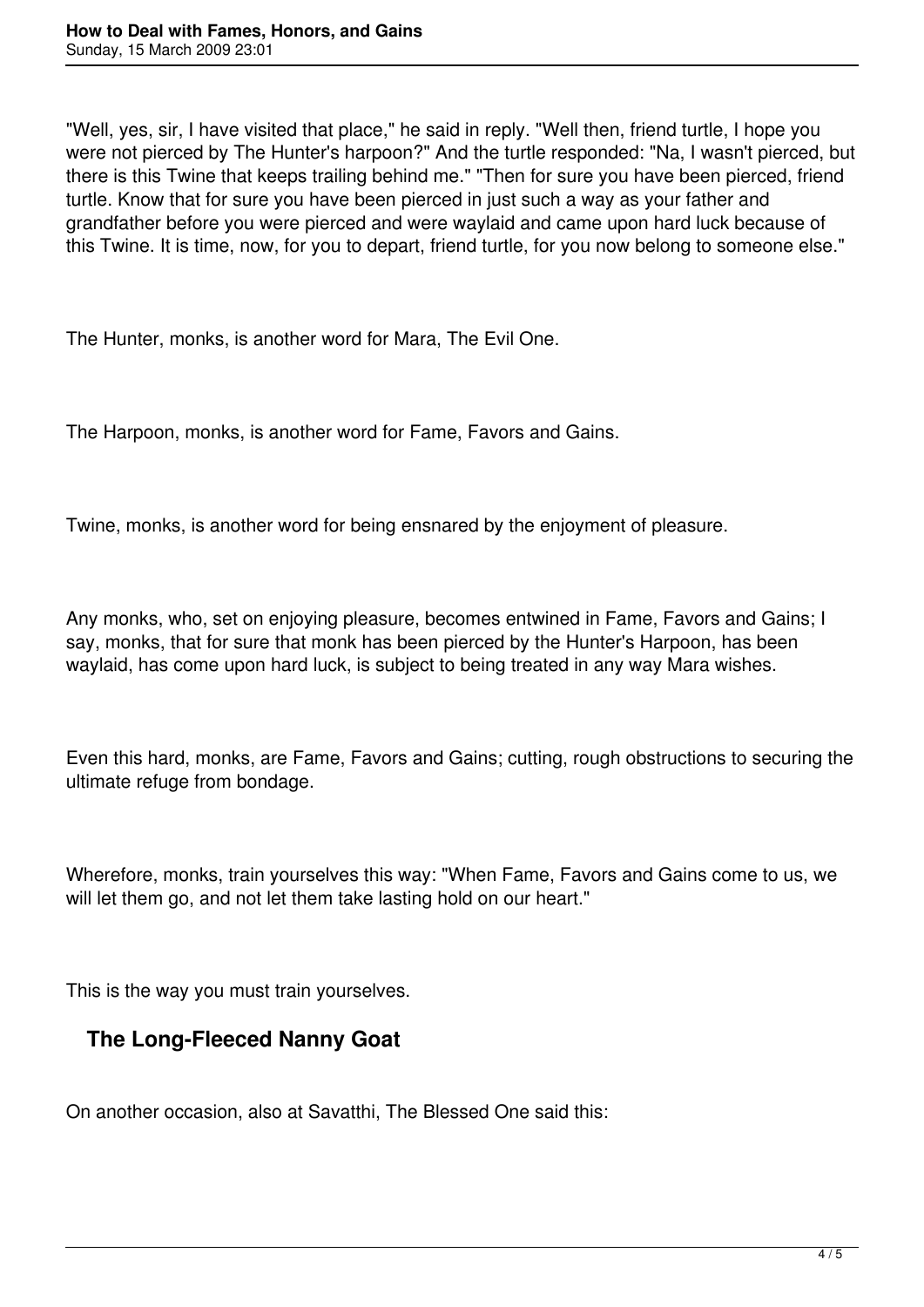"Well, yes, sir, I have visited that place," he said in reply. "Well then, friend turtle, I hope you were not pierced by The Hunter's harpoon?" And the turtle responded: "Na, I wasn't pierced, but there is this Twine that keeps trailing behind me." "Then for sure you have been pierced, friend turtle. Know that for sure you have been pierced in just such a way as your father and grandfather before you were pierced and were waylaid and came upon hard luck because of this Twine. It is time, now, for you to depart, friend turtle, for you now belong to someone else."

The Hunter, monks, is another word for Mara, The Evil One.

The Harpoon, monks, is another word for Fame, Favors and Gains.

Twine, monks, is another word for being ensnared by the enjoyment of pleasure.

Any monks, who, set on enjoying pleasure, becomes entwined in Fame, Favors and Gains; I say, monks, that for sure that monk has been pierced by the Hunter's Harpoon, has been waylaid, has come upon hard luck, is subject to being treated in any way Mara wishes.

Even this hard, monks, are Fame, Favors and Gains; cutting, rough obstructions to securing the ultimate refuge from bondage.

Wherefore, monks, train yourselves this way: "When Fame, Favors and Gains come to us, we will let them go, and not let them take lasting hold on our heart."

This is the way you must train yourselves.

## The Long-Fleeced Nanny Goat

On another occasion, also at Savatthi, The Blessed One said this: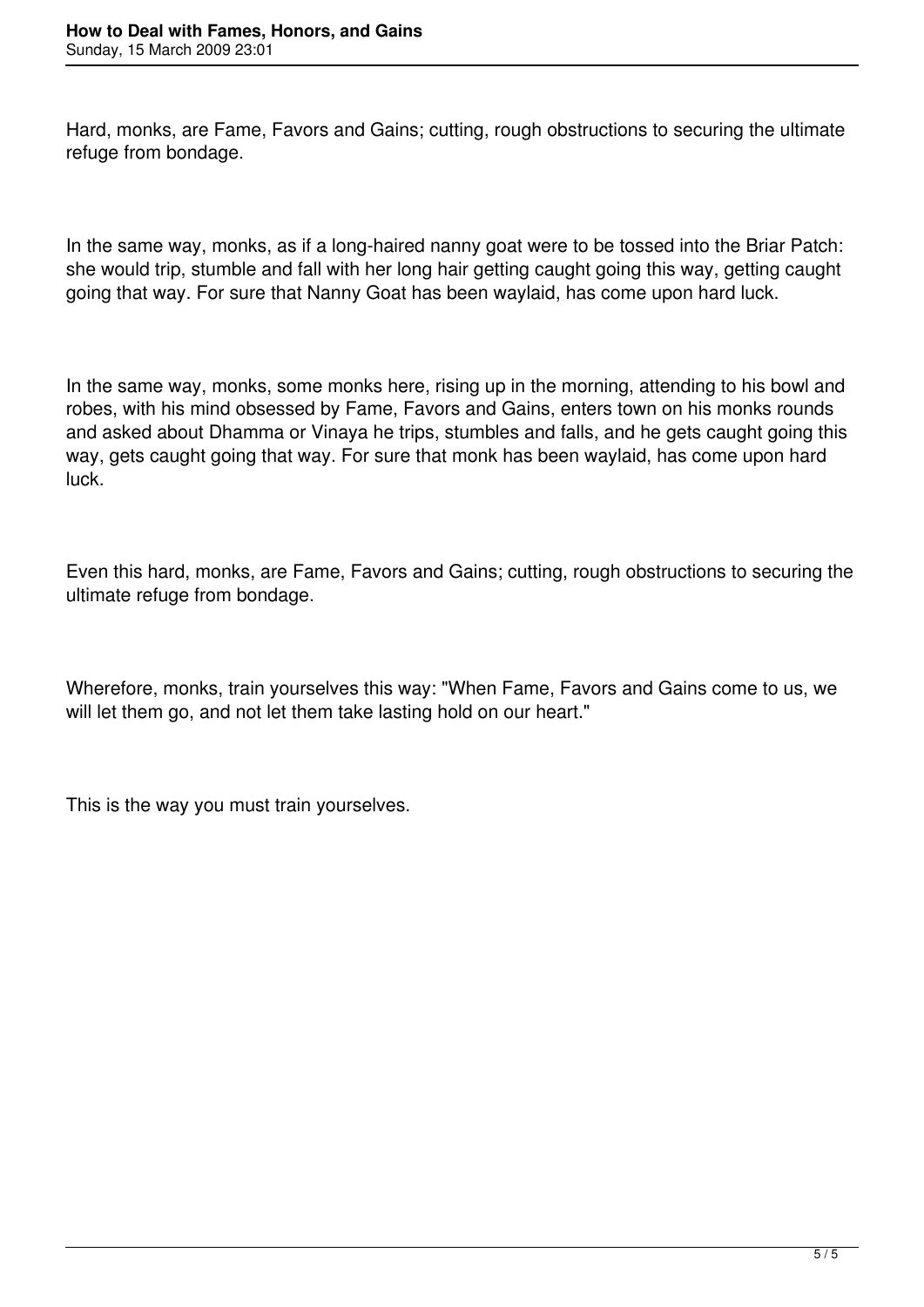Hard, monks, are Fame, Favors and Gains; cutting, rough obstructions to securing the ultimate refuge from bondage.

In the same way, monks, as if a long-haired nanny goat were to be tossed into the Briar Patch: she would trip, stumble and fall with her long hair getting caught going this way, getting caught going that way. For sure that Nanny Goat has been waylaid, has come upon hard luck.

In the same way, monks, some monks here, rising up in the morning, attending to his bowl and robes, with his mind obsessed by Fame, Favors and Gains, enters town on his monks rounds and asked about Dhamma or Vinaya he trips, stumbles and falls, and he gets caught going this way, gets caught going that way. For sure that monk has been waylaid, has come upon hard luck.

Even this hard, monks, are Fame, Favors and Gains; cutting, rough obstructions to securing the ultimate refuge from bondage.

Wherefore, monks, train yourselves this way: "When Fame, Favors and Gains come to us, we will let them go, and not let them take lasting hold on our heart."

This is the way you must train yourselves.